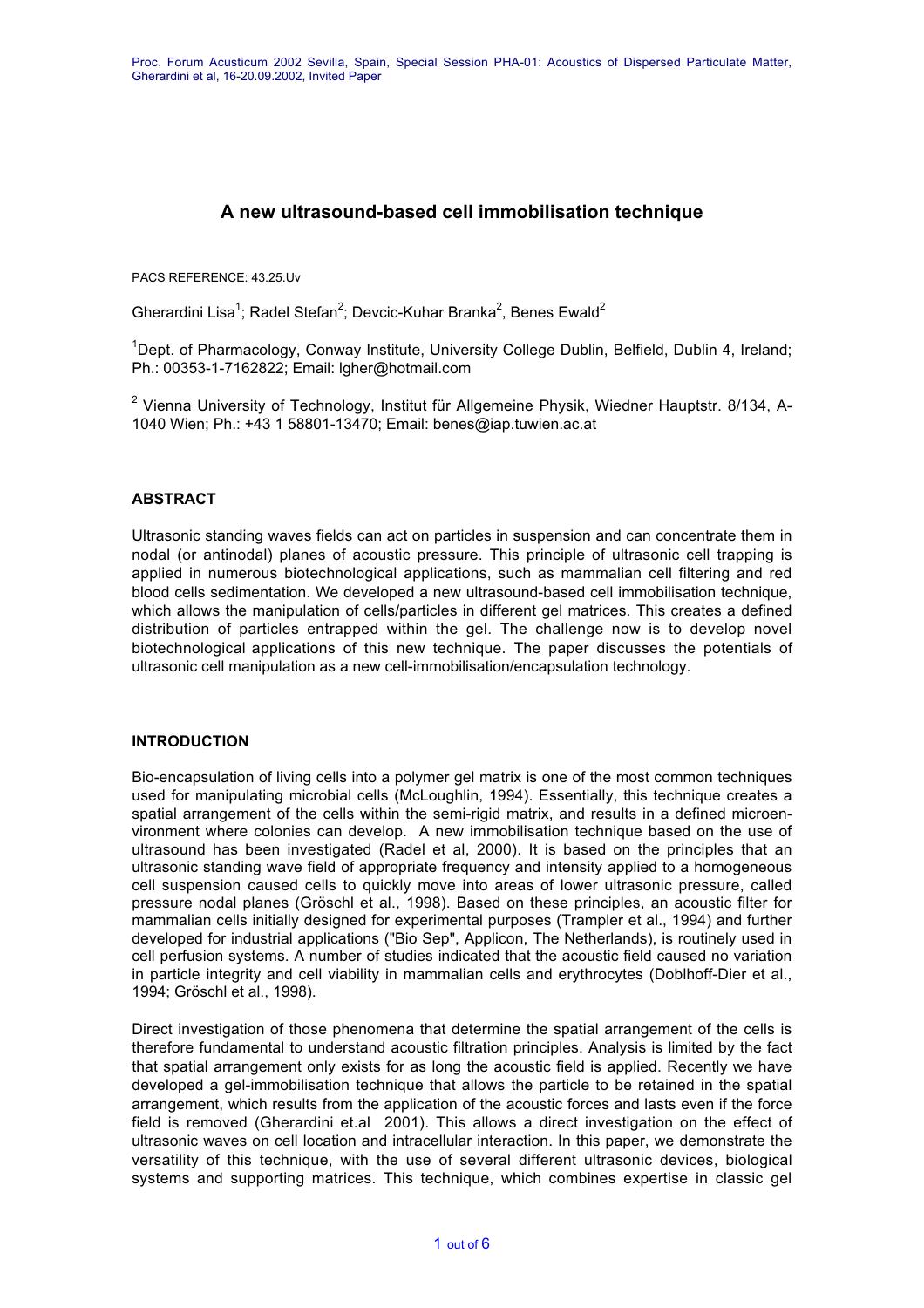# A new ultrasound-based cell immobilisation technique

PACS REFERENCE: 43.25.Uv

Gherardini Lisa[1]; Radel Stefan[2]; Devcic-Kuhar Branka[2], Benes Ewald[2]

[1]Dept. of Pharmacology, Conway Institute, University College Dublin, Belfield, Dublin 4, Ireland; Ph.: 00353-1-7162822; Email: lgher@hotmail.com

[2] Vienna University of Technology, Institut für Allgemeine Physik, Wiedner Hauptstr. 8/134, A-1040 Wien; Ph.: +43 1 58801-13470; Email: benes@iap.tuwien.ac.at

## ABSTRACT

Ultrasonic standing waves fields can act on particles in suspension and can concentrate them in nodal (or antinodal) planes of acoustic pressure. This principle of ultrasonic cell trapping is applied in numerous biotechnological applications, such as mammalian cell filtering and red blood cells sedimentation. We developed a new ultrasound-based cell immobilisation technique, which allows the manipulation of cells/particles in different gel matrices. This creates a defined distribution of particles entrapped within the gel. The challenge now is to develop novel biotechnological applications of this new technique. The paper discusses the potentials of ultrasonic cell manipulation as a new cell-immobilisation/encapsulation technology.

## INTRODUCTION

Bio-encapsulation of living cells into a polymer gel matrix is one of the most common techniques used for manipulating microbial cells (McLoughlin, 1994). Essentially, this technique creates a spatial arrangement of the cells within the semi-rigid matrix, and results in a defined microenvironment where colonies can develop. A new immobilisation technique based on the use of ultrasound has been investigated (Radel et al, 2000). It is based on the principles that an ultrasonic standing wave field of appropriate frequency and intensity applied to a homogeneous cell suspension caused cells to quickly move into areas of lower ultrasonic pressure, called pressure nodal planes (Gröschl et al., 1998). Based on these principles, an acoustic filter for mammalian cells initially designed for experimental purposes (Trampler et al., 1994) and further developed for industrial applications ("Bio Sep", Applicon, The Netherlands), is routinely used in cell perfusion systems. A number of studies indicated that the acoustic field caused no variation in particle integrity and cell viability in mammalian cells and erythrocytes (Doblhoff-Dier et al., 1994; Gröschl et al., 1998).

Direct investigation of those phenomena that determine the spatial arrangement of the cells is therefore fundamental to understand acoustic filtration principles. Analysis is limited by the fact that spatial arrangement only exists for as long the acoustic field is applied. Recently we have developed a gel-immobilisation technique that allows the particle to be retained in the spatial arrangement, which results from the application of the acoustic forces and lasts even if the force field is removed (Gherardini et.al 2001). This allows a direct investigation on the effect of ultrasonic waves on cell location and intracellular interaction. In this paper, we demonstrate the versatility of this technique, with the use of several different ultrasonic devices, biological systems and supporting matrices. This technique, which combines expertise in classic gel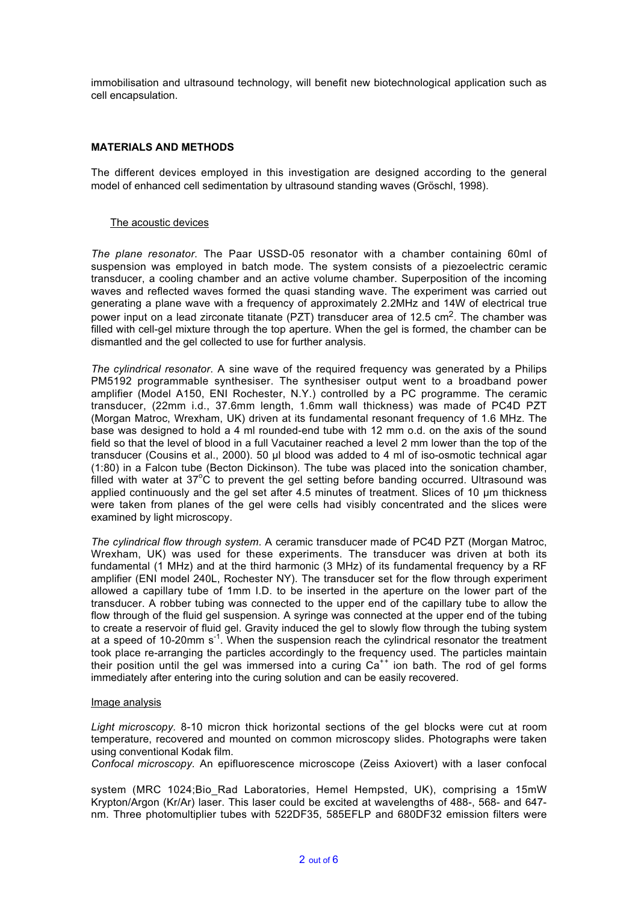immobilisation and ultrasound technology, will benefit new biotechnological application such as cell encapsulation.

## MATERIALS AND METHODS

The different devices employed in this investigation are designed according to the general model of enhanced cell sedimentation by ultrasound standing waves (Gröschl, 1998).

### The acoustic devices

*The plane resonator*. The Paar USSD-05 resonator with a chamber containing 60ml of suspension was employed in batch mode. The system consists of a piezoelectric ceramic transducer, a cooling chamber and an active volume chamber. Superposition of the incoming waves and reflected waves formed the quasi standing wave. The experiment was carried out generating a plane wave with a frequency of approximately 2.2MHz and 14W of electrical true power input on a lead zirconate titanate (PZT) transducer area of 12.5 $cm^2$. The chamber was filled with cell-gel mixture through the top aperture. When the gel is formed, the chamber can be dismantled and the gel collected to use for further analysis.

*The cylindrical resonator*. A sine wave of the required frequency was generated by a Philips PM5192 programmable synthesiser. The synthesiser output went to a broadband power amplifier (Model A150, ENI Rochester, N.Y.) controlled by a PC programme. The ceramic transducer, (22mm i.d., 37.6mm length, 1.6mm wall thickness) was made of PC4D PZT (Morgan Matroc, Wrexham, UK) driven at its fundamental resonant frequency of 1.6 MHz. The base was designed to hold a 4 ml rounded-end tube with 12 mm o.d. on the axis of the sound field so that the level of blood in a full Vacutainer reached a level 2 mm lower than the top of the transducer (Cousins et al., 2000). 50 µl blood was added to 4 ml of iso-osmotic technical agar (1:80) in a Falcon tube (Becton Dickinson). The tube was placed into the sonication chamber, filled with water at 37$^{o}$C to prevent the gel setting before banding occurred. Ultrasound was applied continuously and the gel set after 4.5 minutes of treatment. Slices of 10 µm thickness were taken from planes of the gel were cells had visibly concentrated and the slices were examined by light microscopy.

*The cylindrical flow through system*. A ceramic transducer made of PC4D PZT (Morgan Matroc, Wrexham, UK) was used for these experiments. The transducer was driven at both its fundamental (1 MHz) and at the third harmonic (3 MHz) of its fundamental frequency by a RF amplifier (ENI model 240L, Rochester NY). The transducer set for the flow through experiment allowed a capillary tube of 1mm I.D. to be inserted in the aperture on the lower part of the transducer. A robber tubing was connected to the upper end of the capillary tube to allow the flow through of the fluid gel suspension. A syringe was connected at the upper end of the tubing to create a reservoir of fluid gel. Gravity induced the gel to slowly flow through the tubing system at a speed of 10-20mm $s^{-1}$. When the suspension reach the cylindrical resonator the treatment took place re-arranging the particles accordingly to the frequency used. The particles maintain their position until the gel was immersed into a curing $Ca^{++}$ ion bath. The rod of gel forms immediately after entering into the curing solution and can be easily recovered.

### Image analysis

*Light microscopy*. 8-10 micron thick horizontal sections of the gel blocks were cut at room temperature, recovered and mounted on common microscopy slides. Photographs were taken using conventional Kodak film.

*Confocal microscopy*. An epifluorescence microscope (Zeiss Axiovert) with a laser confocal system (MRC 1024;Bio_Rad Laboratories, Hemel Hempsted, UK), comprising a 15mW Krypton/Argon (Kr/Ar) laser. This laser could be excited at wavelengths of 488-, 568- and 647-nm. Three photomultiplier tubes with 522DF35, 585EFLP and 680DF32 emission filters were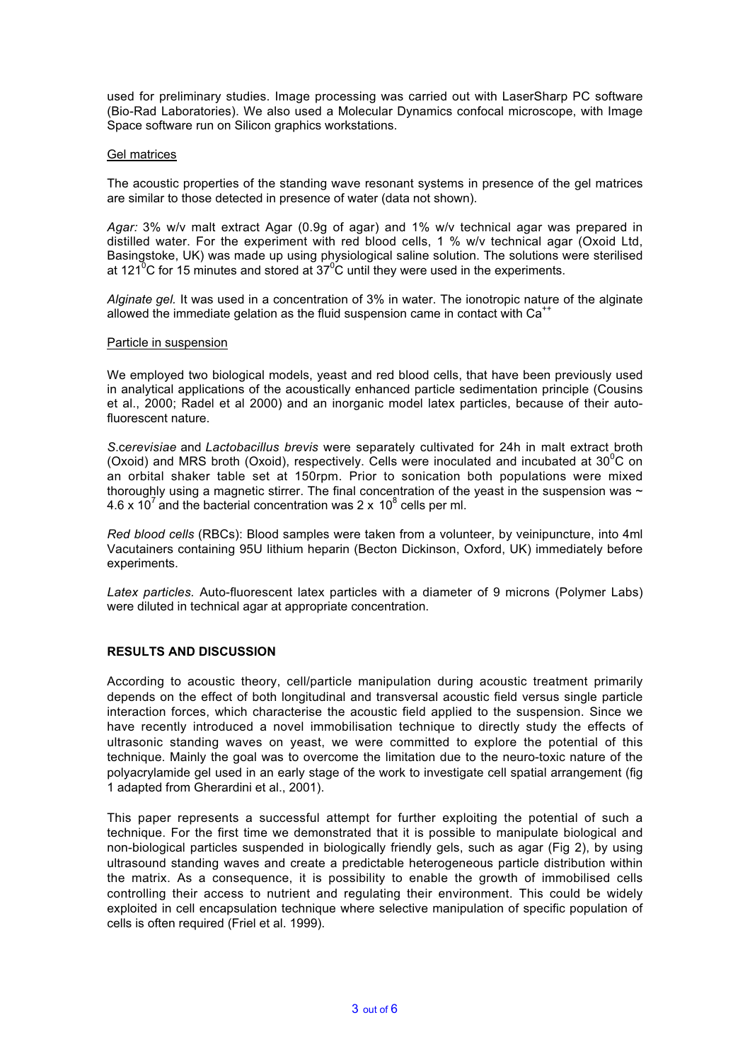used for preliminary studies. Image processing was carried out with LaserSharp PC software (Bio-Rad Laboratories). We also used a Molecular Dynamics confocal microscope, with Image Space software run on Silicon graphics workstations.

Gel matrices

The acoustic properties of the standing wave resonant systems in presence of the gel matrices are similar to those detected in presence of water (data not shown).

*Agar:* 3% w/v malt extract Agar (0.9g of agar) and 1% w/v technical agar was prepared in distilled water. For the experiment with red blood cells, 1 % w/v technical agar (Oxoid Ltd, Basingstoke, UK) was made up using physiological saline solution. The solutions were sterilised at $121^0$C for 15 minutes and stored at $37^0$C until they were used in the experiments.

*Alginate gel.* It was used in a concentration of 3% in water. The ionotropic nature of the alginate allowed the immediate gelation as the fluid suspension came in contact with $Ca^{++}$

Particle in suspension

We employed two biological models, yeast and red blood cells, that have been previously used in analytical applications of the acoustically enhanced particle sedimentation principle (Cousins et al., 2000; Radel et al 2000) and an inorganic model latex particles, because of their auto-fluorescent nature.

*S.cerevisiae* and *Lactobacillus brevis* were separately cultivated for 24h in malt extract broth (Oxoid) and MRS broth (Oxoid), respectively. Cells were inoculated and incubated at $30^0$C on an orbital shaker table set at 150rpm. Prior to sonication both populations were mixed thoroughly using a magnetic stirrer. The final concentration of the yeast in the suspension was ~ $4.6 \times 10^7$ and the bacterial concentration was $2 \times 10^8$ cells per ml.

*Red blood cells* (RBCs): Blood samples were taken from a volunteer, by veinipuncture, into 4ml Vacutainers containing 95U lithium heparin (Becton Dickinson, Oxford, UK) immediately before experiments.

*Latex particles.* Auto-fluorescent latex particles with a diameter of 9 microns (Polymer Labs) were diluted in technical agar at appropriate concentration.

## RESULTS AND DISCUSSION

According to acoustic theory, cell/particle manipulation during acoustic treatment primarily depends on the effect of both longitudinal and transversal acoustic field versus single particle interaction forces, which characterise the acoustic field applied to the suspension. Since we have recently introduced a novel immobilisation technique to directly study the effects of ultrasonic standing waves on yeast, we were committed to explore the potential of this technique. Mainly the goal was to overcome the limitation due to the neuro-toxic nature of the polyacrylamide gel used in an early stage of the work to investigate cell spatial arrangement (fig 1 adapted from Gherardini et al., 2001).

This paper represents a successful attempt for further exploiting the potential of such a technique. For the first time we demonstrated that it is possible to manipulate biological and non-biological particles suspended in biologically friendly gels, such as agar (Fig 2), by using ultrasound standing waves and create a predictable heterogeneous particle distribution within the matrix. As a consequence, it is possibility to enable the growth of immobilised cells controlling their access to nutrient and regulating their environment. This could be widely exploited in cell encapsulation technique where selective manipulation of specific population of cells is often required (Friel et al. 1999).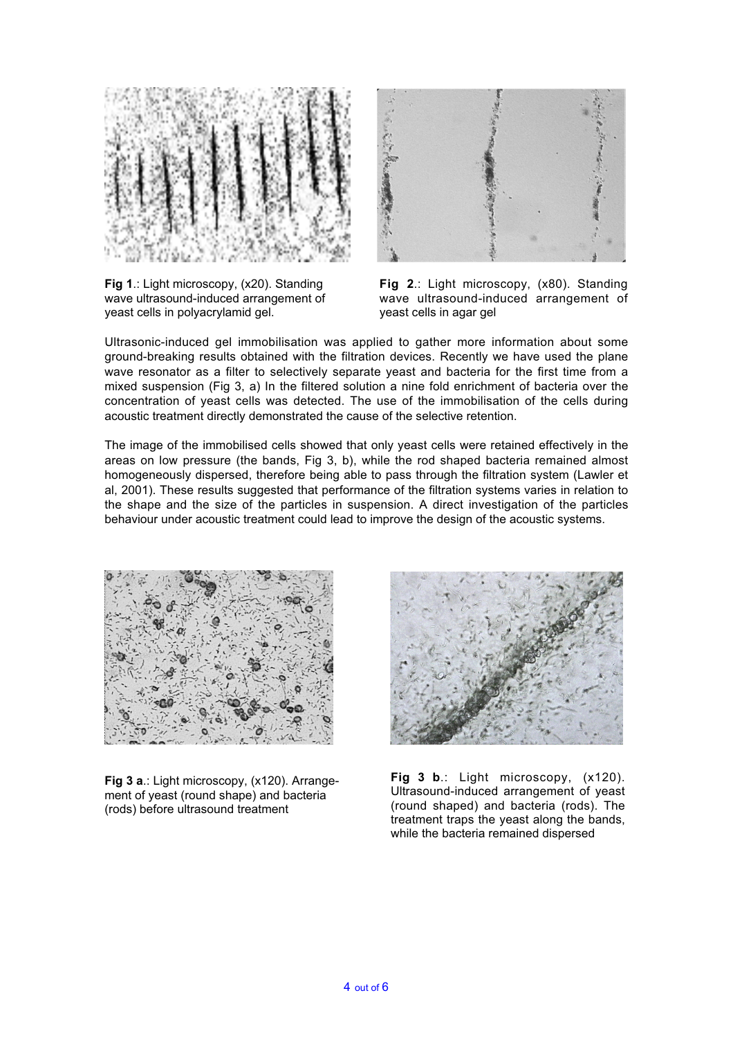**Fig 1**.: Light microscopy, (x20). Standing wave ultrasound-induced arrangement of yeast cells in polyacrylamid gel.

**Fig 2**.: Light microscopy, (x80). Standing wave ultrasound-induced arrangement of yeast cells in agar gel

Ultrasonic-induced gel immobilisation was applied to gather more information about some ground-breaking results obtained with the filtration devices. Recently we have used the plane wave resonator as a filter to selectively separate yeast and bacteria for the first time from a mixed suspension (Fig 3, a) In the filtered solution a nine fold enrichment of bacteria over the concentration of yeast cells was detected. The use of the immobilisation of the cells during acoustic treatment directly demonstrated the cause of the selective retention.

The image of the immobilised cells showed that only yeast cells were retained effectively in the areas on low pressure (the bands, Fig 3, b), while the rod shaped bacteria remained almost homogeneously dispersed, therefore being able to pass through the filtration system (Lawler et al, 2001). These results suggested that performance of the filtration systems varies in relation to the shape and the size of the particles in suspension. A direct investigation of the particles behaviour under acoustic treatment could lead to improve the design of the acoustic systems.

**Fig 3 a**.: Light microscopy, (x120). Arrangement of yeast (round shape) and bacteria (rods) before ultrasound treatment

**Fig 3 b**.: Light microscopy, (x120). Ultrasound-induced arrangement of yeast (round shaped) and bacteria (rods). The treatment traps the yeast along the bands, while the bacteria remained dispersed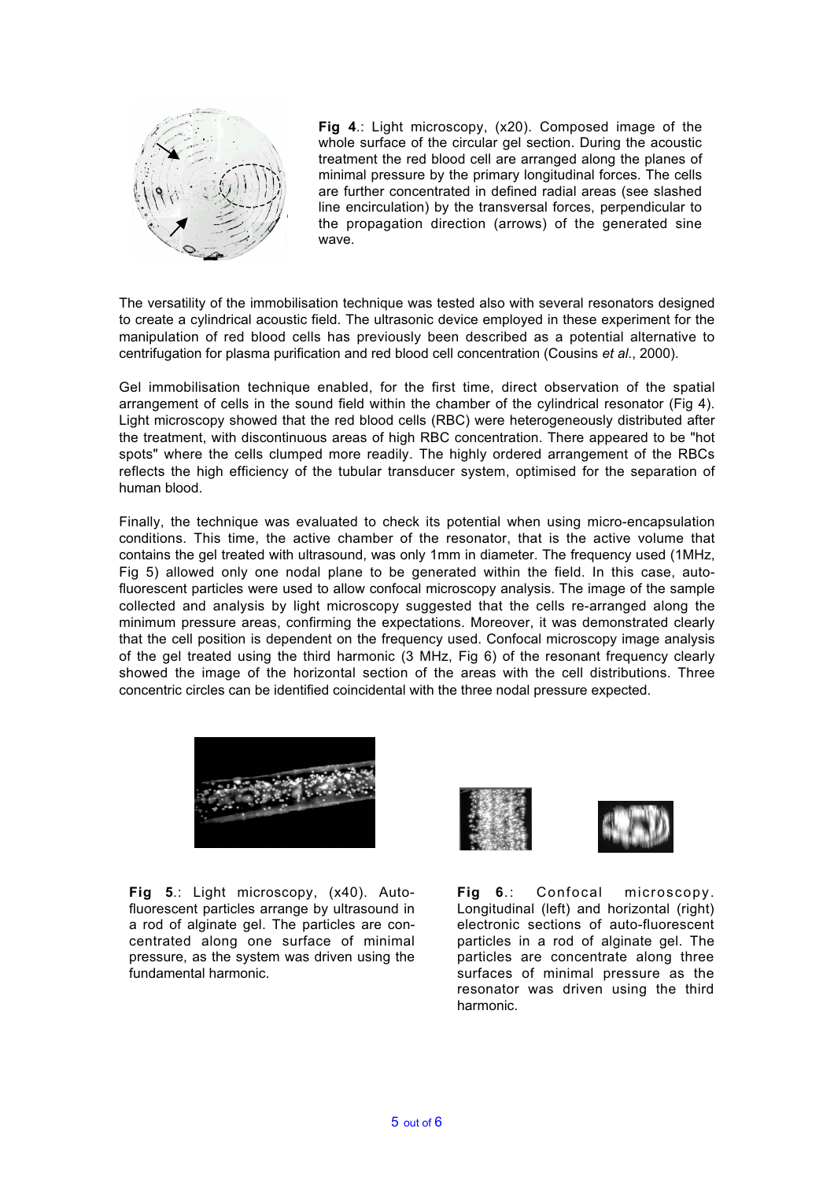**Fig 4**.: Light microscopy, (x20). Composed image of the whole surface of the circular gel section. During the acoustic treatment the red blood cell are arranged along the planes of minimal pressure by the primary longitudinal forces. The cells are further concentrated in defined radial areas (see slashed line encirculation) by the transversal forces, perpendicular to the propagation direction (arrows) of the generated sine wave.

The versatility of the immobilisation technique was tested also with several resonators designed to create a cylindrical acoustic field. The ultrasonic device employed in these experiment for the manipulation of red blood cells has previously been described as a potential alternative to centrifugation for plasma purification and red blood cell concentration (Cousins *et al*., 2000).

Gel immobilisation technique enabled, for the first time, direct observation of the spatial arrangement of cells in the sound field within the chamber of the cylindrical resonator (Fig 4). Light microscopy showed that the red blood cells (RBC) were heterogeneously distributed after the treatment, with discontinuous areas of high RBC concentration. There appeared to be "hot spots" where the cells clumped more readily. The highly ordered arrangement of the RBCs reflects the high efficiency of the tubular transducer system, optimised for the separation of human blood.

Finally, the technique was evaluated to check its potential when using micro-encapsulation conditions. This time, the active chamber of the resonator, that is the active volume that contains the gel treated with ultrasound, was only 1mm in diameter. The frequency used (1MHz, Fig 5) allowed only one nodal plane to be generated within the field. In this case, auto-fluorescent particles were used to allow confocal microscopy analysis. The image of the sample collected and analysis by light microscopy suggested that the cells re-arranged along the minimum pressure areas, confirming the expectations. Moreover, it was demonstrated clearly that the cell position is dependent on the frequency used. Confocal microscopy image analysis of the gel treated using the third harmonic (3 MHz, Fig 6) of the resonant frequency clearly showed the image of the horizontal section of the areas with the cell distributions. Three concentric circles can be identified coincidental with the three nodal pressure expected.

**Fig 5**.: Light microscopy, (x40). Auto-fluorescent particles arrange by ultrasound in a rod of alginate gel. The particles are concentrated along one surface of minimal pressure, as the system was driven using the fundamental harmonic.

**Fig 6**.: Confocal microscopy. Longitudinal (left) and horizontal (right) electronic sections of auto-fluorescent particles in a rod of alginate gel. The particles are concentrate along three surfaces of minimal pressure as the resonator was driven using the third harmonic.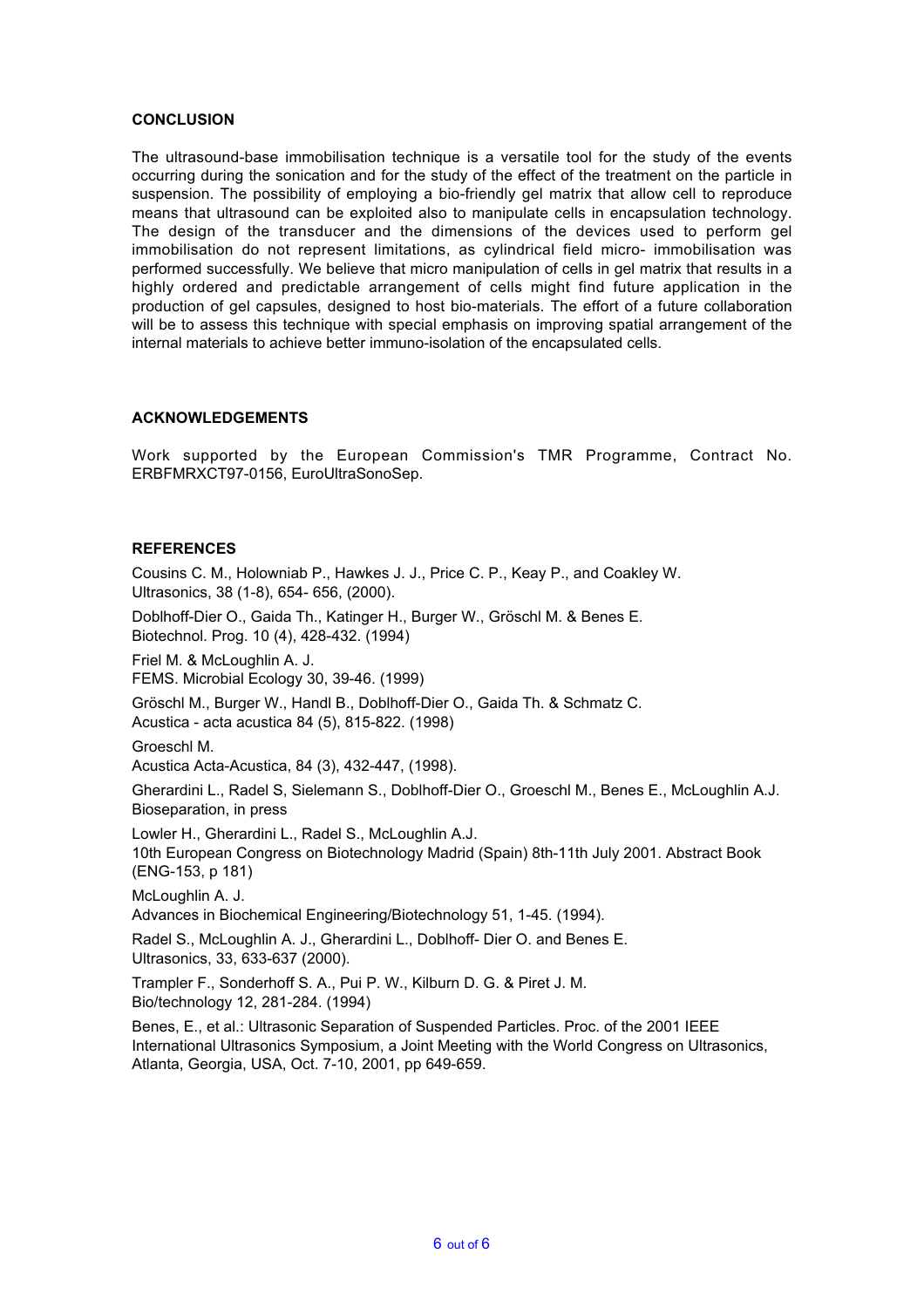## CONCLUSION

The ultrasound-base immobilisation technique is a versatile tool for the study of the events occurring during the sonication and for the study of the effect of the treatment on the particle in suspension. The possibility of employing a bio-friendly gel matrix that allow cell to reproduce means that ultrasound can be exploited also to manipulate cells in encapsulation technology. The design of the transducer and the dimensions of the devices used to perform gel immobilisation do not represent limitations, as cylindrical field micro- immobilisation was performed successfully. We believe that micro manipulation of cells in gel matrix that results in a highly ordered and predictable arrangement of cells might find future application in the production of gel capsules, designed to host bio-materials. The effort of a future collaboration will be to assess this technique with special emphasis on improving spatial arrangement of the internal materials to achieve better immuno-isolation of the encapsulated cells.

## ACKNOWLEDGEMENTS

Work supported by the European Commission's TMR Programme, Contract No. ERBFMRXCT97-0156, EuroUltraSonoSep.

## REFERENCES

Cousins C. M., Holowniab P., Hawkes J. J., Price C. P., Keay P., and Coakley W.
Ultrasonics, 38 (1-8), 654- 656, (2000).

Doblhoff-Dier O., Gaida Th., Katinger H., Burger W., Gröschl M. & Benes E.
Biotechnol. Prog. 10 (4), 428-432. (1994)

Friel M. & McLoughlin A. J.
FEMS. Microbial Ecology 30, 39-46. (1999)

Gröschl M., Burger W., Handl B., Doblhoff-Dier O., Gaida Th. & Schmatz C.
Acustica - acta acustica 84 (5), 815-822. (1998)

Groeschl M.
Acustica Acta-Acustica, 84 (3), 432-447, (1998).

Gherardini L., Radel S, Sielemann S., Doblhoff-Dier O., Groeschl M., Benes E., McLoughlin A.J.
Bioseparation, in press

Lowler H., Gherardini L., Radel S., McLoughlin A.J.
10th European Congress on Biotechnology Madrid (Spain) 8th-11th July 2001. Abstract Book (ENG-153, p 181)

McLoughlin A. J.
Advances in Biochemical Engineering/Biotechnology 51, 1-45. (1994).

Radel S., McLoughlin A. J., Gherardini L., Doblhoff- Dier O. and Benes E.
Ultrasonics, 33, 633-637 (2000).

Trampler F., Sonderhoff S. A., Pui P. W., Kilburn D. G. & Piret J. M.
Bio/technology 12, 281-284. (1994)

Benes, E., et al.: Ultrasonic Separation of Suspended Particles. Proc. of the 2001 IEEE International Ultrasonics Symposium, a Joint Meeting with the World Congress on Ultrasonics, Atlanta, Georgia, USA, Oct. 7-10, 2001, pp 649-659.